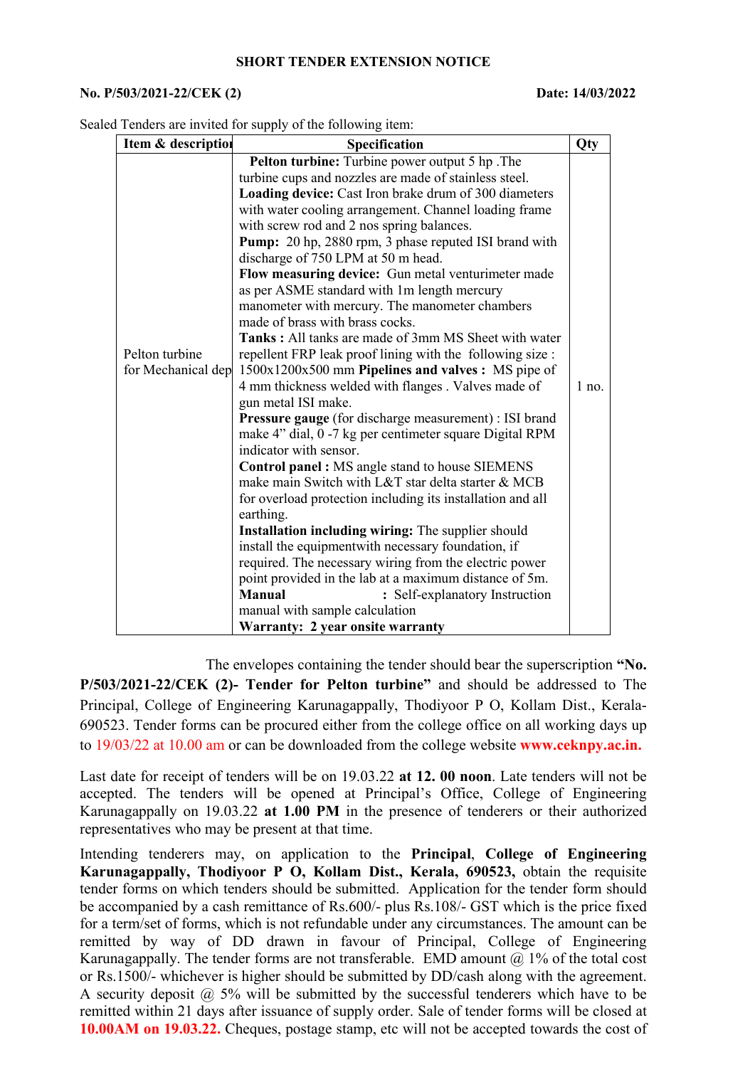**SHORT TENDER EXTENSION NOTICE**

**No. P/503/2021-22/CEK (2)** **Date: 14/03/2022**

Sealed Tenders are invited for supply of the following item:

| Item & description | Specification | Qty |
|---|---|---|
| Pelton turbine for Mechanical dep | **Pelton turbine:** Turbine power output 5 hp .The turbine cups and nozzles are made of stainless steel. **Loading device:** Cast Iron brake drum of 300 diameters with water cooling arrangement. Channel loading frame with screw rod and 2 nos spring balances. **Pump:** 20 hp, 2880 rpm, 3 phase reputed ISI brand with discharge of 750 LPM at 50 m head. **Flow measuring device:** Gun metal venturimeter made as per ASME standard with 1m length mercury manometer with mercury. The manometer chambers made of brass with brass cocks. **Tanks :** All tanks are made of 3mm MS Sheet with water repellent FRP leak proof lining with the following size : 1500x1200x500 mm **Pipelines and valves :** MS pipe of 4 mm thickness welded with flanges . Valves made of gun metal ISI make. **Pressure gauge** (for discharge measurement) : ISI brand make 4" dial, 0 -7 kg per centimeter square Digital RPM indicator with sensor. **Control panel :** MS angle stand to house SIEMENS make main Switch with L&T star delta starter & MCB for overload protection including its installation and all earthing. **Installation including wiring:** The supplier should install the equipmentwith necessary foundation, if required. The necessary wiring from the electric power point provided in the lab at a maximum distance of 5m. **Manual** : Self-explanatory Instruction manual with sample calculation **Warranty: 2 year onsite warranty** | 1 no. |

The envelopes containing the tender should bear the superscription **"No. P/503/2021-22/CEK (2)- Tender for Pelton turbine"** and should be addressed to The Principal, College of Engineering Karunagappally, Thodiyoor P O, Kollam Dist., Kerala-690523. Tender forms can be procured either from the college office on all working days up to 19/03/22 at 10.00 am or can be downloaded from the college website **www.ceknpy.ac.in.**

Last date for receipt of tenders will be on 19.03.22 **at 12. 00 noon**. Late tenders will not be accepted. The tenders will be opened at Principal's Office, College of Engineering Karunagappally on 19.03.22 **at 1.00 PM** in the presence of tenderers or their authorized representatives who may be present at that time.

Intending tenderers may, on application to the **Principal**, **College of Engineering Karunagappally, Thodiyoor P O, Kollam Dist., Kerala, 690523,** obtain the requisite tender forms on which tenders should be submitted. Application for the tender form should be accompanied by a cash remittance of Rs.600/- plus Rs.108/- GST which is the price fixed for a term/set of forms, which is not refundable under any circumstances. The amount can be remitted by way of DD drawn in favour of Principal, College of Engineering Karunagappally. The tender forms are not transferable. EMD amount @ 1% of the total cost or Rs.1500/- whichever is higher should be submitted by DD/cash along with the agreement. A security deposit @ 5% will be submitted by the successful tenderers which have to be remitted within 21 days after issuance of supply order. Sale of tender forms will be closed at **10.00AM on 19.03.22.** Cheques, postage stamp, etc will not be accepted towards the cost of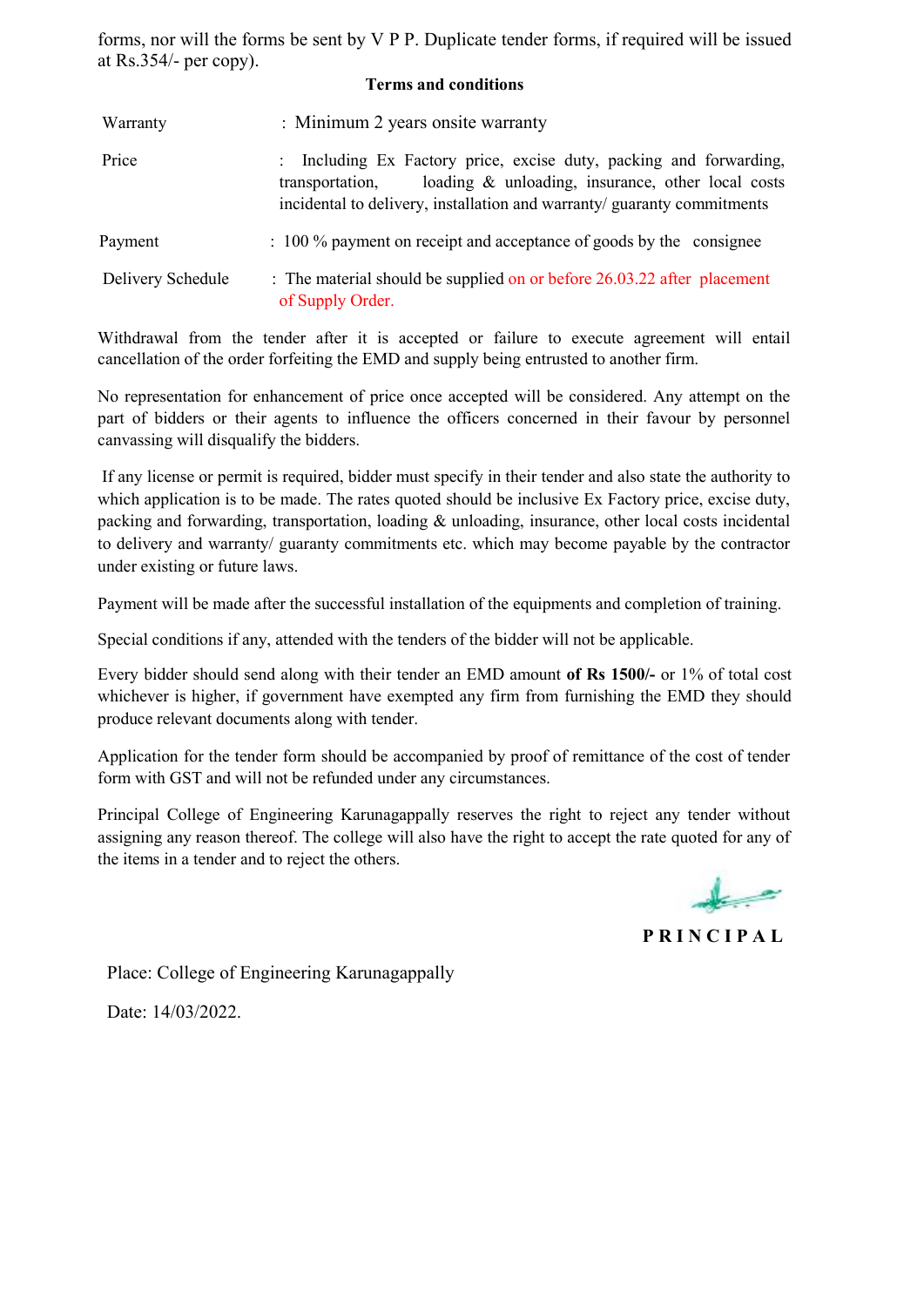forms, nor will the forms be sent by V P P. Duplicate tender forms, if required will be issued at Rs.354/- per copy).

**Terms and conditions**

| | |
|---|---|
| Warranty | : Minimum 2 years onsite warranty |
| Price | : Including Ex Factory price, excise duty, packing and forwarding, transportation, loading & unloading, insurance, other local costs incidental to delivery, installation and warranty/ guaranty commitments |
| Payment | : 100 % payment on receipt and acceptance of goods by the consignee |
| Delivery Schedule | : The material should be supplied on or before 26.03.22 after placement of Supply Order. |

Withdrawal from the tender after it is accepted or failure to execute agreement will entail cancellation of the order forfeiting the EMD and supply being entrusted to another firm.

No representation for enhancement of price once accepted will be considered. Any attempt on the part of bidders or their agents to influence the officers concerned in their favour by personnel canvassing will disqualify the bidders.

If any license or permit is required, bidder must specify in their tender and also state the authority to which application is to be made. The rates quoted should be inclusive Ex Factory price, excise duty, packing and forwarding, transportation, loading & unloading, insurance, other local costs incidental to delivery and warranty/ guaranty commitments etc. which may become payable by the contractor under existing or future laws.

Payment will be made after the successful installation of the equipments and completion of training.

Special conditions if any, attended with the tenders of the bidder will not be applicable.

Every bidder should send along with their tender an EMD amount **of Rs 1500/-** or 1% of total cost whichever is higher, if government have exempted any firm from furnishing the EMD they should produce relevant documents along with tender.

Application for the tender form should be accompanied by proof of remittance of the cost of tender form with GST and will not be refunded under any circumstances.

Principal College of Engineering Karunagappally reserves the right to reject any tender without assigning any reason thereof. The college will also have the right to accept the rate quoted for any of the items in a tender and to reject the others.

**PRINCIPAL**

Place: College of Engineering Karunagappally

Date: 14/03/2022.